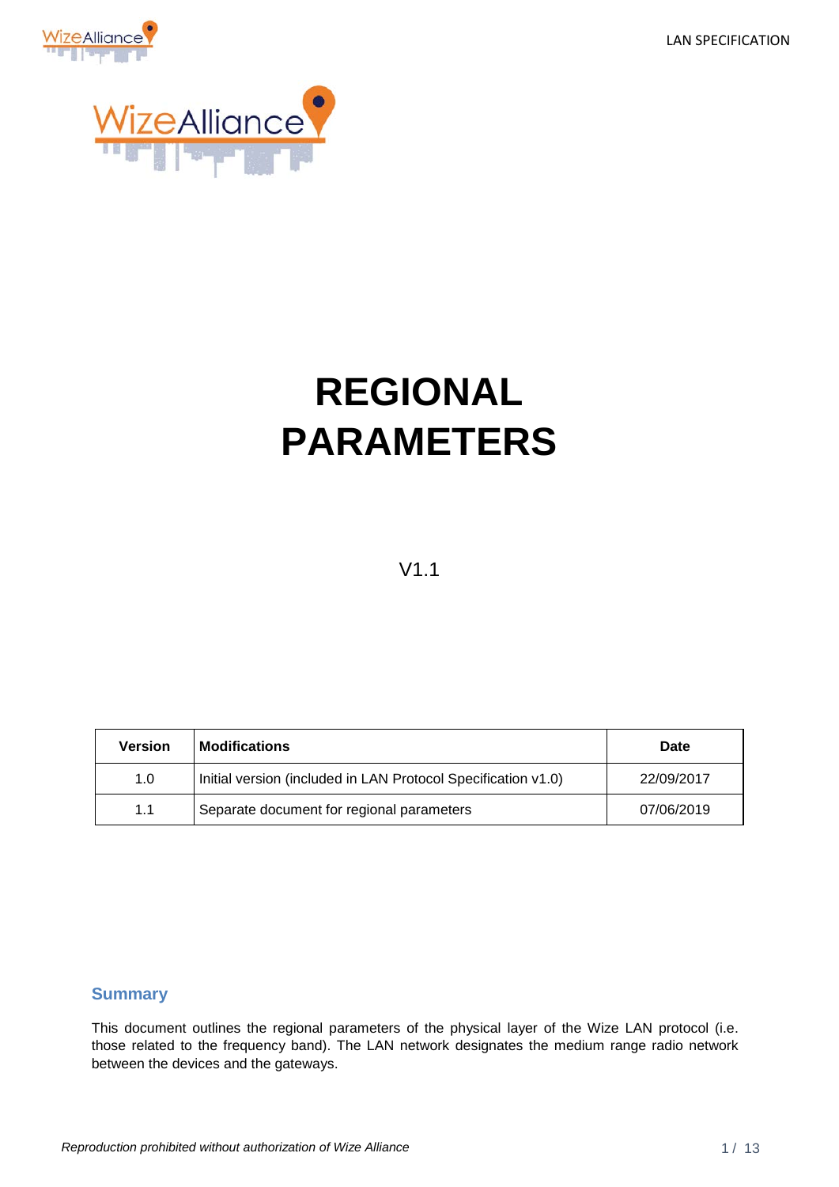# REGIONAL PARAMETERS

V1.1

| Version | Modifications | Date |
|---|---|---|
| 1.0 | Initial version (included in LAN Protocol Specification v1.0) | 22/09/2017 |
| 1.1 | Separate document for regional parameters | 07/06/2019 |

## Summary

This document outlines the regional parameters of the physical layer of the Wize LAN protocol (i.e. those related to the frequency band). The LAN network designates the medium range radio network between the devices and the gateways.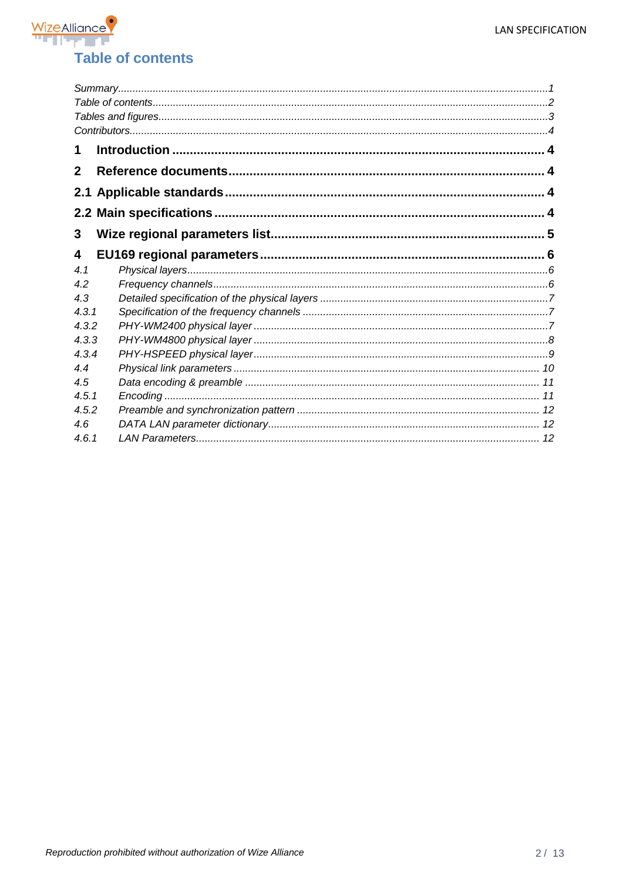# Table of contents

*Summary* ........................................................ *1*
*Table of contents* ........................................................ *2*
*Tables and figures* ........................................................ *3*
*Contributors* ........................................................ *4*

**1 Introduction** ........................................................ **4**

**2 Reference documents** ........................................................ **4**

**2.1 Applicable standards** ........................................................ **4**

**2.2 Main specifications** ........................................................ **4**

**3 Wize regional parameters list** ........................................................ **5**

**4 EU169 regional parameters** ........................................................ **6**

*4.1 Physical layers* ........................................................ *6*
*4.2 Frequency channels* ........................................................ *6*
*4.3 Detailed specification of the physical layers* ........................................................ *7*
*4.3.1 Specification of the frequency channels* ........................................................ *7*
*4.3.2 PHY-WM2400 physical layer* ........................................................ *7*
*4.3.3 PHY-WM4800 physical layer* ........................................................ *8*
*4.3.4 PHY-HSPEED physical layer* ........................................................ *9*
*4.4 Physical link parameters* ........................................................ *10*
*4.5 Data encoding & preamble* ........................................................ *11*
*4.5.1 Encoding* ........................................................ *11*
*4.5.2 Preamble and synchronization pattern* ........................................................ *12*
*4.6 DATA LAN parameter dictionary* ........................................................ *12*
*4.6.1 LAN Parameters* ........................................................ *12*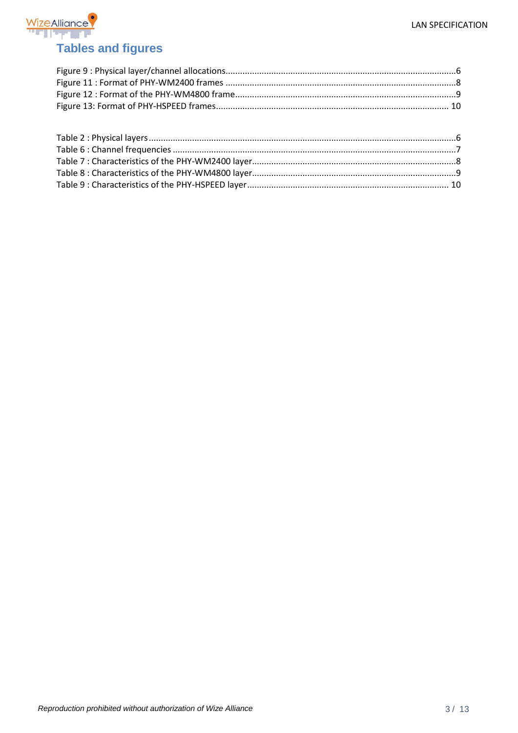# Tables and figures

Figure 9 : Physical layer/channel allocations......6
Figure 11 : Format of PHY-WM2400 frames......8
Figure 12 : Format of the PHY-WM4800 frame......9
Figure 13: Format of PHY-HSPEED frames......10

Table 2 : Physical layers......6
Table 6 : Channel frequencies......7
Table 7 : Characteristics of the PHY-WM2400 layer......8
Table 8 : Characteristics of the PHY-WM4800 layer......9
Table 9 : Characteristics of the PHY-HSPEED layer......10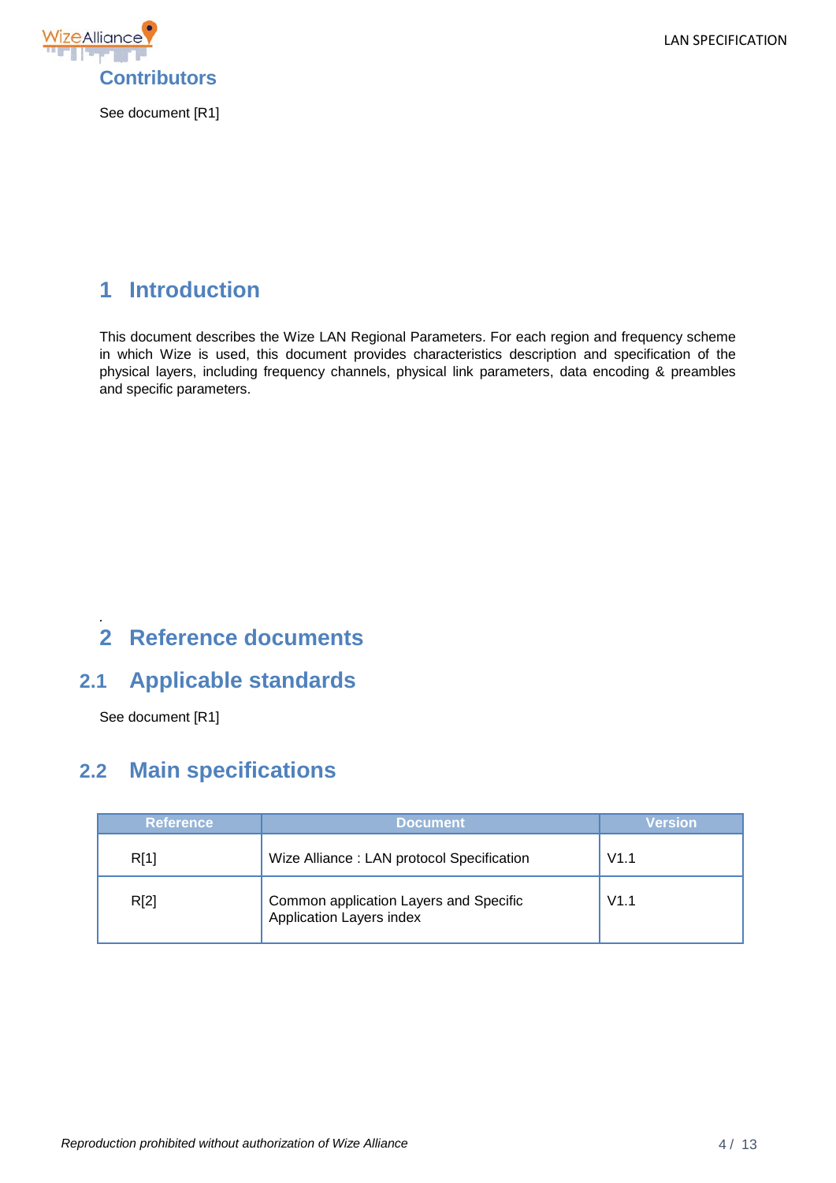## Contributors

See document [R1]

# 1 Introduction

This document describes the Wize LAN Regional Parameters. For each region and frequency scheme in which Wize is used, this document provides characteristics description and specification of the physical layers, including frequency channels, physical link parameters, data encoding & preambles and specific parameters.

# 2 Reference documents

## 2.1 Applicable standards

See document [R1]

## 2.2 Main specifications

| Reference | Document | Version |
|---|---|---|
| R[1] | Wize Alliance : LAN protocol Specification | V1.1 |
| R[2] | Common application Layers and Specific Application Layers index | V1.1 |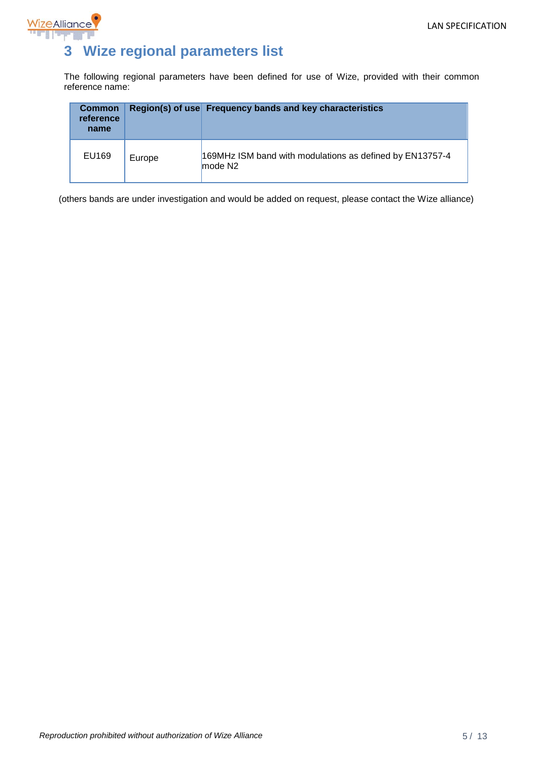# 3 Wize regional parameters list

The following regional parameters have been defined for use of Wize, provided with their common reference name:

| Common reference name | Region(s) of use | Frequency bands and key characteristics |
|---|---|---|
| EU169 | Europe | 169MHz ISM band with modulations as defined by EN13757-4 mode N2 |

(others bands are under investigation and would be added on request, please contact the Wize alliance)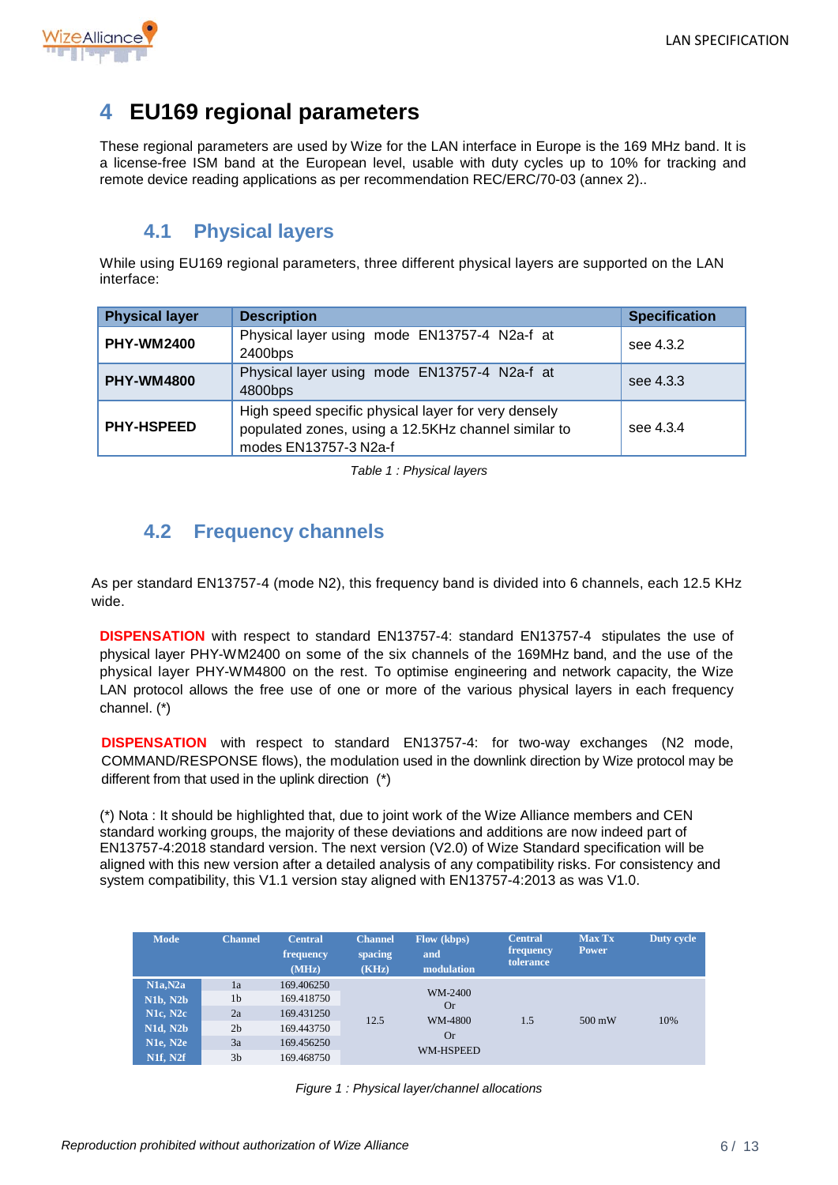# 4 EU169 regional parameters

These regional parameters are used by Wize for the LAN interface in Europe is the 169 MHz band. It is a license-free ISM band at the European level, usable with duty cycles up to 10% for tracking and remote device reading applications as per recommendation REC/ERC/70-03 (annex 2)..

## 4.1 Physical layers

While using EU169 regional parameters, three different physical layers are supported on the LAN interface:

| Physical layer | Description | Specification |
|---|---|---|
| **PHY-WM2400** | Physical layer using mode EN13757-4 N2a-f at 2400bps | see 4.3.2 |
| **PHY-WM4800** | Physical layer using mode EN13757-4 N2a-f at 4800bps | see 4.3.3 |
| **PHY-HSPEED** | High speed specific physical layer for very densely populated zones, using a 12.5KHz channel similar to modes EN13757-3 N2a-f | see 4.3.4 |

*Table 1 : Physical layers*

## 4.2 Frequency channels

As per standard EN13757-4 (mode N2), this frequency band is divided into 6 channels, each 12.5 KHz wide.

**DISPENSATION** with respect to standard EN13757-4: standard EN13757-4 stipulates the use of physical layer PHY-WM2400 on some of the six channels of the 169MHz band, and the use of the physical layer PHY-WM4800 on the rest. To optimise engineering and network capacity, the Wize LAN protocol allows the free use of one or more of the various physical layers in each frequency channel. (*)

**DISPENSATION** with respect to standard EN13757-4: for two-way exchanges (N2 mode, COMMAND/RESPONSE flows), the modulation used in the downlink direction by Wize protocol may be different from that used in the uplink direction (*)

(*) Nota : It should be highlighted that, due to joint work of the Wize Alliance members and CEN standard working groups, the majority of these deviations and additions are now indeed part of EN13757-4:2018 standard version. The next version (V2.0) of Wize Standard specification will be aligned with this new version after a detailed analysis of any compatibility risks. For consistency and system compatibility, this V1.1 version stay aligned with EN13757-4:2013 as was V1.0.

| Mode | Channel | Central frequency (MHz) | Channel spacing (KHz) | Flow (kbps) and modulation | Central frequency tolerance | Max Tx Power | Duty cycle |
|---|---|---|---|---|---|---|---|
| N1a,N2a | 1a | 169.406250 | 12.5 | WM-2400 Or WM-4800 Or WM-HSPEED | 1.5 | 500 mW | 10% |
| N1b, N2b | 1b | 169.418750 | | | | | |
| N1c, N2c | 2a | 169.431250 | | | | | |
| N1d, N2b | 2b | 169.443750 | | | | | |
| N1e, N2e | 3a | 169.456250 | | | | | |
| N1f, N2f | 3b | 169.468750 | | | | | |

*Figure 1 : Physical layer/channel allocations*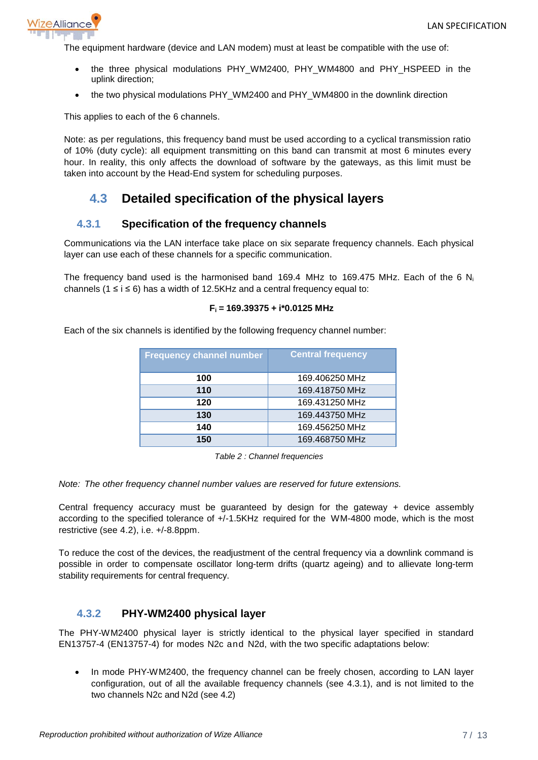The equipment hardware (device and LAN modem) must at least be compatible with the use of:

- the three physical modulations PHY_WM2400, PHY_WM4800 and PHY_HSPEED in the uplink direction;
- the two physical modulations PHY_WM2400 and PHY_WM4800 in the downlink direction

This applies to each of the 6 channels.

Note: as per regulations, this frequency band must be used according to a cyclical transmission ratio of 10% (duty cycle): all equipment transmitting on this band can transmit at most 6 minutes every hour. In reality, this only affects the download of software by the gateways, as this limit must be taken into account by the Head-End system for scheduling purposes.

## 4.3 Detailed specification of the physical layers

### 4.3.1 Specification of the frequency channels

Communications via the LAN interface take place on six separate frequency channels. Each physical layer can use each of these channels for a specific communication.

The frequency band used is the harmonised band 169.4 MHz to 169.475 MHz. Each of the 6 $N_i$ channels ($1 \leq i \leq 6$) has a width of 12.5KHz and a central frequency equal to:

$$F_i = 169.39375 + i*0.0125 \text{ MHz}$$

Each of the six channels is identified by the following frequency channel number:

| Frequency channel number | Central frequency |
|---|---|
| **100** | 169.406250 MHz |
| **110** | 169.418750 MHz |
| **120** | 169.431250 MHz |
| **130** | 169.443750 MHz |
| **140** | 169.456250 MHz |
| **150** | 169.468750 MHz |

*Table 2 : Channel frequencies*

*Note: The other frequency channel number values are reserved for future extensions.*

Central frequency accuracy must be guaranteed by design for the gateway + device assembly according to the specified tolerance of +/-1.5KHz required for the WM-4800 mode, which is the most restrictive (see 4.2), i.e. +/-8.8ppm.

To reduce the cost of the devices, the readjustment of the central frequency via a downlink command is possible in order to compensate oscillator long-term drifts (quartz ageing) and to alleviate long-term stability requirements for central frequency.

### 4.3.2 PHY-WM2400 physical layer

The PHY-WM2400 physical layer is strictly identical to the physical layer specified in standard EN13757-4 (EN13757-4) for modes N2c and N2d, with the two specific adaptations below:

- In mode PHY-WM2400, the frequency channel can be freely chosen, according to LAN layer configuration, out of all the available frequency channels (see 4.3.1), and is not limited to the two channels N2c and N2d (see 4.2)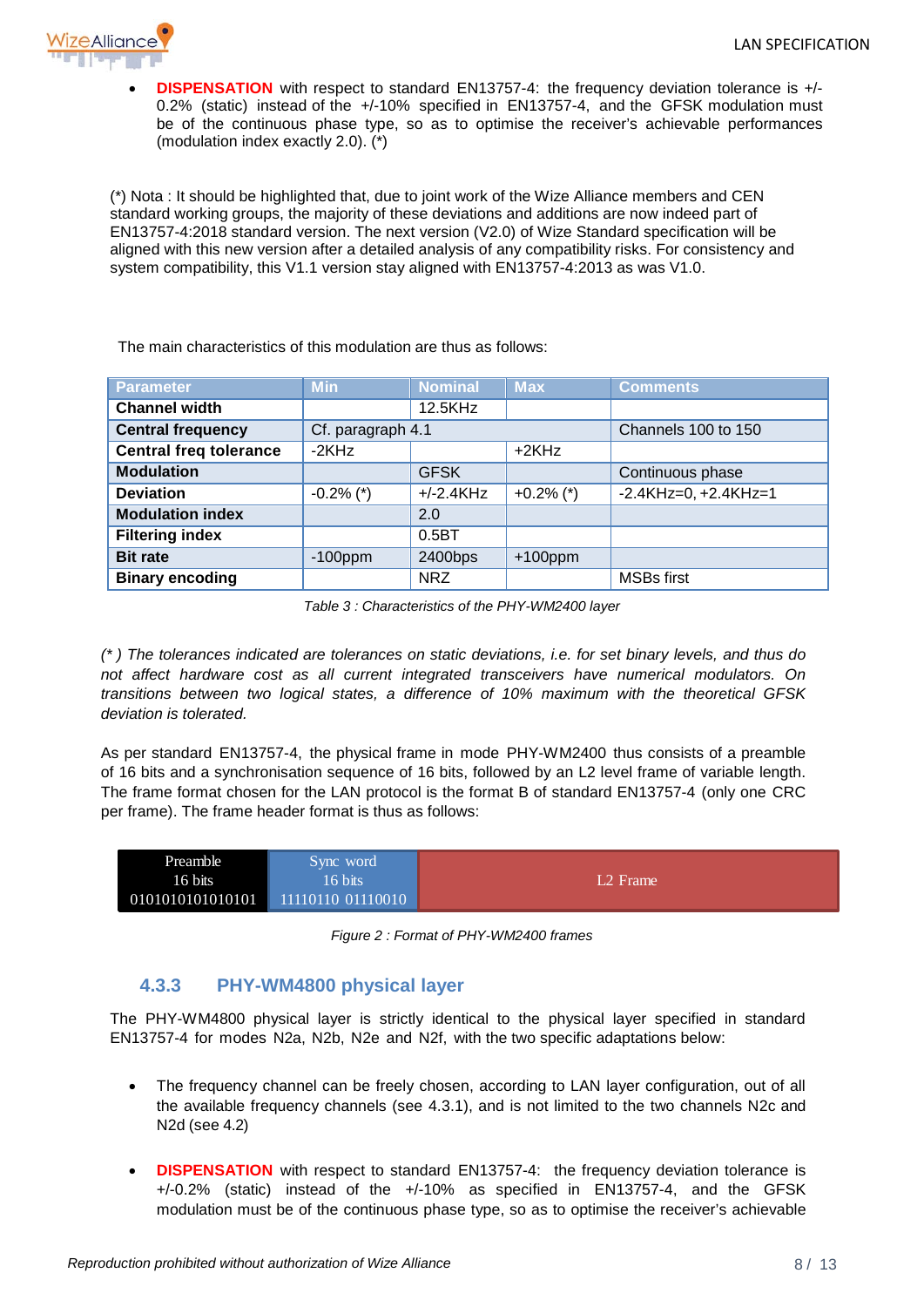- **DISPENSATION** with respect to standard EN13757-4: the frequency deviation tolerance is +/- 0.2% (static) instead of the +/-10% specified in EN13757-4, and the GFSK modulation must be of the continuous phase type, so as to optimise the receiver's achievable performances (modulation index exactly 2.0). (*)

(*) Nota : It should be highlighted that, due to joint work of the Wize Alliance members and CEN standard working groups, the majority of these deviations and additions are now indeed part of EN13757-4:2018 standard version. The next version (V2.0) of Wize Standard specification will be aligned with this new version after a detailed analysis of any compatibility risks. For consistency and system compatibility, this V1.1 version stay aligned with EN13757-4:2013 as was V1.0.

The main characteristics of this modulation are thus as follows:

| Parameter | Min | Nominal | Max | Comments |
|---|---|---|---|---|
| **Channel width** | | 12.5KHz | | |
| **Central frequency** | Cf. paragraph 4.1 | | | Channels 100 to 150 |
| **Central freq tolerance** | -2KHz | | +2KHz | |
| **Modulation** | | GFSK | | Continuous phase |
| **Deviation** | -0.2% (*) | +/-2.4KHz | +0.2% (*) | -2.4KHz=0, +2.4KHz=1 |
| **Modulation index** | | 2.0 | | |
| **Filtering index** | | 0.5BT | | |
| **Bit rate** | -100ppm | 2400bps | +100ppm | |
| **Binary encoding** | | NRZ | | MSBs first |

*Table 3 : Characteristics of the PHY-WM2400 layer*

*(\* ) The tolerances indicated are tolerances on static deviations, i.e. for set binary levels, and thus do not affect hardware cost as all current integrated transceivers have numerical modulators. On transitions between two logical states, a difference of 10% maximum with the theoretical GFSK deviation is tolerated.*

As per standard EN13757-4, the physical frame in mode PHY-WM2400 thus consists of a preamble of 16 bits and a synchronisation sequence of 16 bits, followed by an L2 level frame of variable length. The frame format chosen for the LAN protocol is the format B of standard EN13757-4 (only one CRC per frame). The frame header format is thus as follows:

| Preamble 16 bits 0101010101010101 | Sync word 16 bits 11110110 01110010 | L2 Frame |
|---|---|---|

*Figure 2 : Format of PHY-WM2400 frames*

### 4.3.3 PHY-WM4800 physical layer

The PHY-WM4800 physical layer is strictly identical to the physical layer specified in standard EN13757-4 for modes N2a, N2b, N2e and N2f, with the two specific adaptations below:

- The frequency channel can be freely chosen, according to LAN layer configuration, out of all the available frequency channels (see 4.3.1), and is not limited to the two channels N2c and N2d (see 4.2)

- **DISPENSATION** with respect to standard EN13757-4: the frequency deviation tolerance is +/-0.2% (static) instead of the +/-10% as specified in EN13757-4, and the GFSK modulation must be of the continuous phase type, so as to optimise the receiver's achievable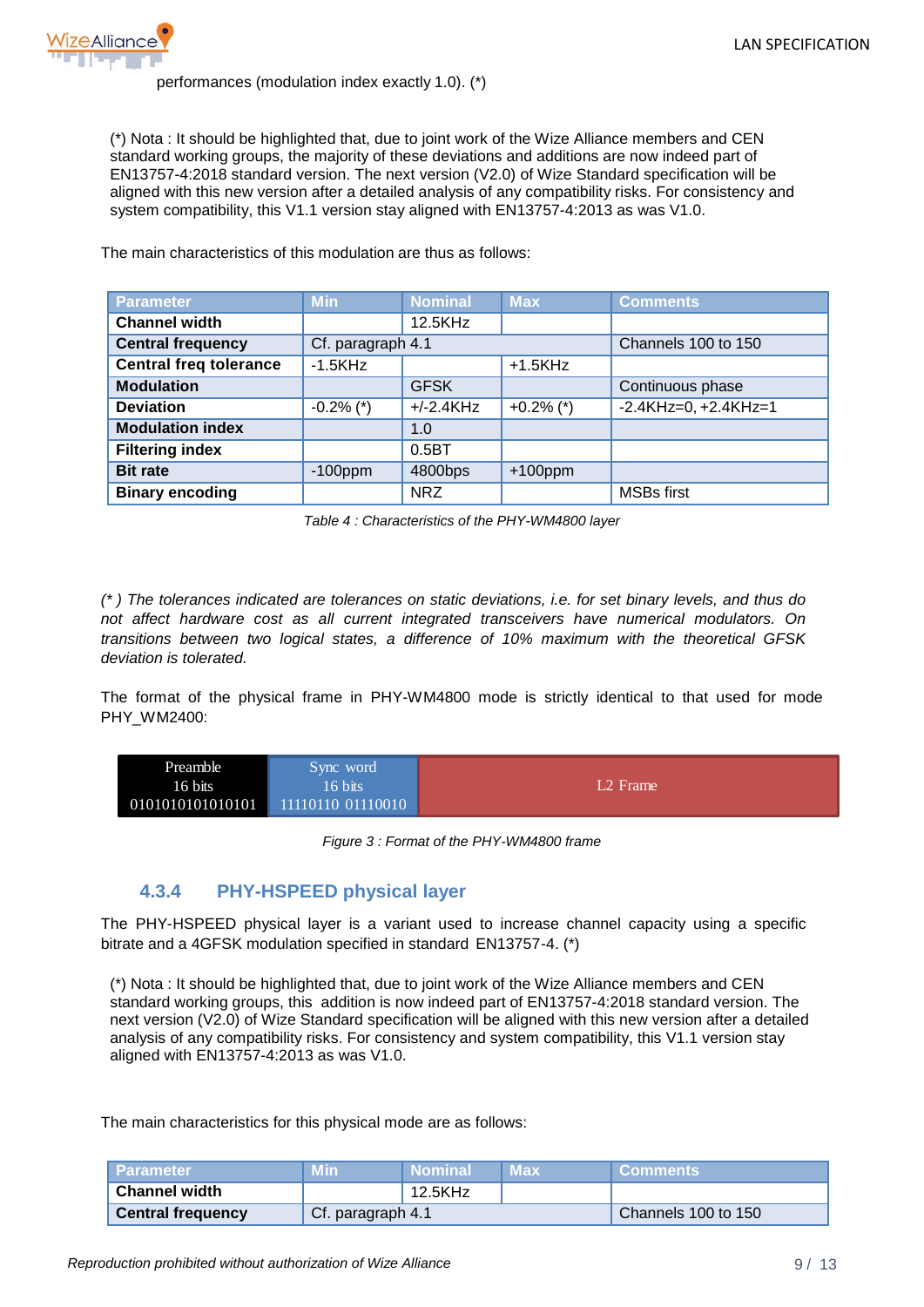performances (modulation index exactly 1.0). (*)

(*) Nota : It should be highlighted that, due to joint work of the Wize Alliance members and CEN standard working groups, the majority of these deviations and additions are now indeed part of EN13757-4:2018 standard version. The next version (V2.0) of Wize Standard specification will be aligned with this new version after a detailed analysis of any compatibility risks. For consistency and system compatibility, this V1.1 version stay aligned with EN13757-4:2013 as was V1.0.

The main characteristics of this modulation are thus as follows:

| Parameter | Min | Nominal | Max | Comments |
|---|---|---|---|---|
| **Channel width** | | 12.5KHz | | |
| **Central frequency** | Cf. paragraph 4.1 | | | Channels 100 to 150 |
| **Central freq tolerance** | -1.5KHz | | +1.5KHz | |
| **Modulation** | | GFSK | | Continuous phase |
| **Deviation** | -0.2% (*) | +/-2.4KHz | +0.2% (*) | -2.4KHz=0, +2.4KHz=1 |
| **Modulation index** | | 1.0 | | |
| **Filtering index** | | 0.5BT | | |
| **Bit rate** | -100ppm | 4800bps | +100ppm | |
| **Binary encoding** | | NRZ | | MSBs first |

*Table 4 : Characteristics of the PHY-WM4800 layer*

*(* ) The tolerances indicated are tolerances on static deviations, i.e. for set binary levels, and thus do not affect hardware cost as all current integrated transceivers have numerical modulators. On transitions between two logical states, a difference of 10% maximum with the theoretical GFSK deviation is tolerated.*

The format of the physical frame in PHY-WM4800 mode is strictly identical to that used for mode PHY_WM2400:

| Preamble 16 bits 0101010101010101 | Sync word 16 bits 11110110 01110010 | L2 Frame |
|---|---|---|

*Figure 3 : Format of the PHY-WM4800 frame*

### 4.3.4 PHY-HSPEED physical layer

The PHY-HSPEED physical layer is a variant used to increase channel capacity using a specific bitrate and a 4GFSK modulation specified in standard EN13757-4. (*)

(*) Nota : It should be highlighted that, due to joint work of the Wize Alliance members and CEN standard working groups, this addition is now indeed part of EN13757-4:2018 standard version. The next version (V2.0) of Wize Standard specification will be aligned with this new version after a detailed analysis of any compatibility risks. For consistency and system compatibility, this V1.1 version stay aligned with EN13757-4:2013 as was V1.0.

The main characteristics for this physical mode are as follows:

| Parameter | Min | Nominal | Max | Comments |
|---|---|---|---|---|
| **Channel width** | | 12.5KHz | | |
| **Central frequency** | Cf. paragraph 4.1 | | | Channels 100 to 150 |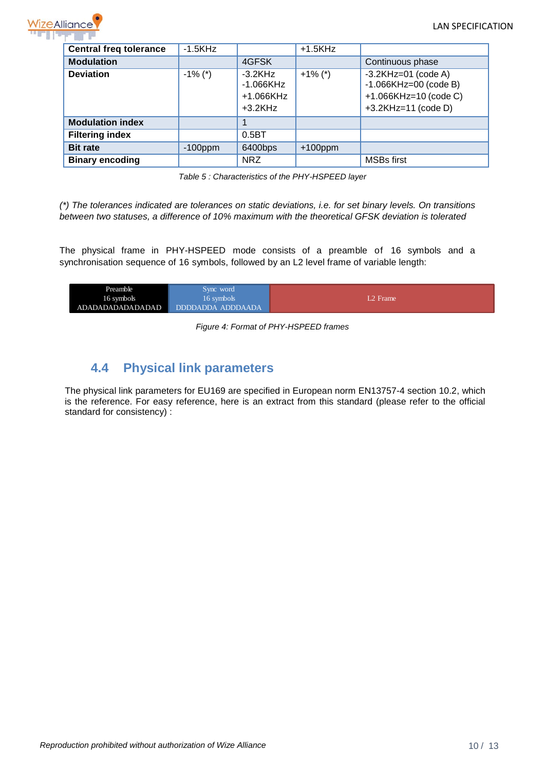| **Central freq tolerance** | -1.5KHz | | +1.5KHz | |
|---|---|---|---|---|
| **Modulation** | | 4GFSK | | Continuous phase |
| **Deviation** | -1% (*) | -3.2KHz<br>-1.066KHz<br>+1.066KHz<br>+3.2KHz | +1% (*) | -3.2KHz=01 (code A)<br>-1.066KHz=00 (code B)<br>+1.066KHz=10 (code C)<br>+3.2KHz=11 (code D) |
| **Modulation index** | | 1 | | |
| **Filtering index** | | 0.5BT | | |
| **Bit rate** | -100ppm | 6400bps | +100ppm | |
| **Binary encoding** | | NRZ | | MSBs first |

*Table 5 : Characteristics of the PHY-HSPEED layer*

*(\*) The tolerances indicated are tolerances on static deviations, i.e. for set binary levels. On transitions between two statuses, a difference of 10% maximum with the theoretical GFSK deviation is tolerated*

The physical frame in PHY-HSPEED mode consists of a preamble of 16 symbols and a synchronisation sequence of 16 symbols, followed by an L2 level frame of variable length:

| Preamble<br>16 symbols<br>ADADADADADADADAD | Sync word<br>16 symbols<br>DDDDADDA ADDDAADA | L2 Frame |
|---|---|---|

*Figure 4: Format of PHY-HSPEED frames*

## 4.4 Physical link parameters

The physical link parameters for EU169 are specified in European norm EN13757-4 section 10.2, which is the reference. For easy reference, here is an extract from this standard (please refer to the official standard for consistency) :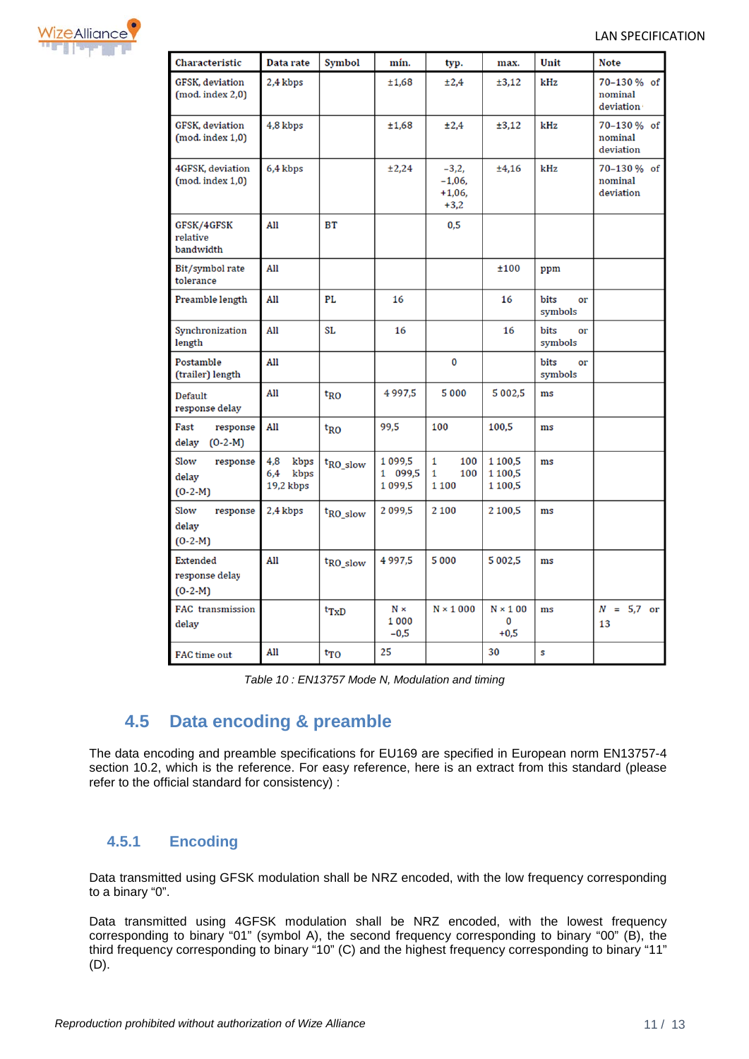| Characteristic | Data rate | Symbol | min. | typ. | max. | Unit | Note |
|---|---|---|---|---|---|---|---|
| GFSK, deviation (mod. index 2,0) | 2,4 kbps | | ±1,68 | ±2,4 | ±3,12 | kHz | 70–130 % of nominal deviation |
| GFSK, deviation (mod. index 1,0) | 4,8 kbps | | ±1,68 | ±2,4 | ±3,12 | kHz | 70–130 % of nominal deviation |
| 4GFSK, deviation (mod. index 1,0) | 6,4 kbps | | ±2,24 | −3,2, −1,06, +1,06, +3,2 | ±4,16 | kHz | 70–130 % of nominal deviation |
| GFSK/4GFSK relative bandwidth | All | BT | | 0,5 | | | |
| Bit/symbol rate tolerance | All | | | | ±100 | ppm | |
| Preamble length | All | PL | 16 | | 16 | bits or symbols | |
| Synchronization length | All | SL | 16 | | 16 | bits or symbols | |
| Postamble (trailer) length | All | | | 0 | | bits or symbols | |
| Default response delay | All | $t_{RO}$ | 4 997,5 | 5 000 | 5 002,5 | ms | |
| Fast response delay (O-2-M) | All | $t_{RO}$ | 99,5 | 100 | 100,5 | ms | |
| Slow response delay (O-2-M) | 4,8 kbps 6,4 kbps 19,2 kbps | $t_{RO\_slow}$ | 1 099,5 1 099,5 1 099,5 | 1 100 1 100 1 100 | 1 100,5 1 100,5 1 100,5 | ms | |
| Slow response delay (O-2-M) | 2,4 kbps | $t_{RO\_slow}$ | 2 099,5 | 2 100 | 2 100,5 | ms | |
| Extended response delay (O-2-M) | All | $t_{RO\_slow}$ | 4 997,5 | 5 000 | 5 002,5 | ms | |
| FAC transmission delay | | $t_{TxD}$ | N × 1 000 −0,5 | N × 1 000 | N × 1 000 +0,5 | ms | $N$ = 5,7 or 13 |
| FAC time out | All | $t_{TO}$ | 25 | | 30 | s | |

*Table 10 : EN13757 Mode N, Modulation and timing*

## 4.5 Data encoding & preamble

The data encoding and preamble specifications for EU169 are specified in European norm EN13757-4 section 10.2, which is the reference. For easy reference, here is an extract from this standard (please refer to the official standard for consistency) :

### 4.5.1 Encoding

Data transmitted using GFSK modulation shall be NRZ encoded, with the low frequency corresponding to a binary “0”.

Data transmitted using 4GFSK modulation shall be NRZ encoded, with the lowest frequency corresponding to binary “01” (symbol A), the second frequency corresponding to binary “00” (B), the third frequency corresponding to binary “10” (C) and the highest frequency corresponding to binary “11” (D).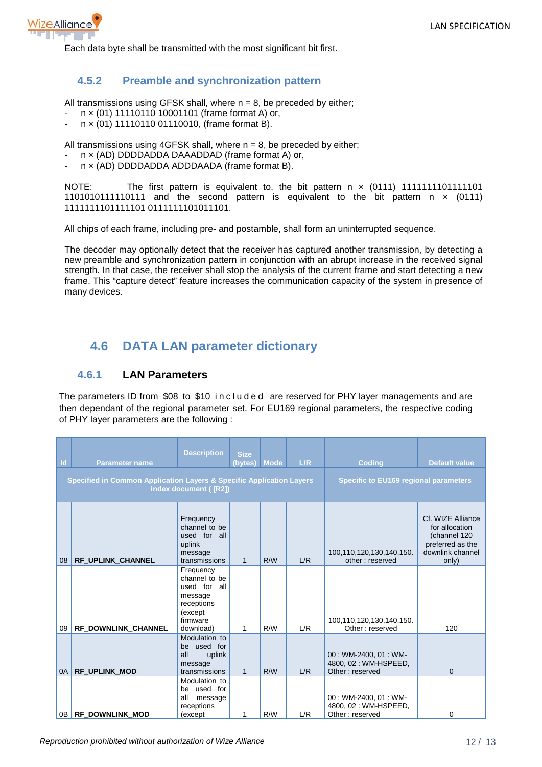Each data byte shall be transmitted with the most significant bit first.

### 4.5.2 Preamble and synchronization pattern

All transmissions using GFSK shall, where n = 8, be preceded by either;

- n × (01) 11110110 10001101 (frame format A) or,
- n × (01) 11110110 01110010, (frame format B).

All transmissions using 4GFSK shall, where n = 8, be preceded by either;

- n × (AD) DDDDADDA DAAADDAD (frame format A) or,
- n × (AD) DDDDADDA ADDDAADA (frame format B).

NOTE: The first pattern is equivalent to, the bit pattern n × (0111) 1111111101111101 1101010111110111 and the second pattern is equivalent to the bit pattern n × (0111) 1111111101111101 0111111101011101.

All chips of each frame, including pre- and postamble, shall form an uninterrupted sequence.

The decoder may optionally detect that the receiver has captured another transmission, by detecting a new preamble and synchronization pattern in conjunction with an abrupt increase in the received signal strength. In that case, the receiver shall stop the analysis of the current frame and start detecting a new frame. This "capture detect" feature increases the communication capacity of the system in presence of many devices.

## 4.6 DATA LAN parameter dictionary

### 4.6.1 LAN Parameters

The parameters ID from $08 to $10 included are reserved for PHY layer managements and are then dependant of the regional parameter set. For EU169 regional parameters, the respective coding of PHY layer parameters are the following :

| Id | Parameter name | Description | Size (bytes) | Mode | L/R | Coding | Default value |
|---|---|---|---|---|---|---|---|
| Specified in Common Application Layers & Specific Application Layers index document ( [R2]) | | | | | | Specific to EU169 regional parameters | |
| 08 | **RF_UPLINK_CHANNEL** | Frequency channel to be used for all uplink message transmissions | 1 | R/W | L/R | 100,110,120,130,140,150. other : reserved | Cf. WIZE Alliance for allocation (channel 120 preferred as the downlink channel only) |
| 09 | **RF_DOWNLINK_CHANNEL** | Frequency channel to be used for all message receptions (except firmware download) | 1 | R/W | L/R | 100,110,120,130,140,150. Other : reserved | 120 |
| 0A | **RF_UPLINK_MOD** | Modulation to be used for all uplink message transmissions | 1 | R/W | L/R | 00 : WM-2400, 01 : WM-4800, 02 : WM-HSPEED, Other : reserved | 0 |
| 0B | **RF_DOWNLINK_MOD** | Modulation to be used for all message receptions (except | 1 | R/W | L/R | 00 : WM-2400, 01 : WM-4800, 02 : WM-HSPEED, Other : reserved | 0 |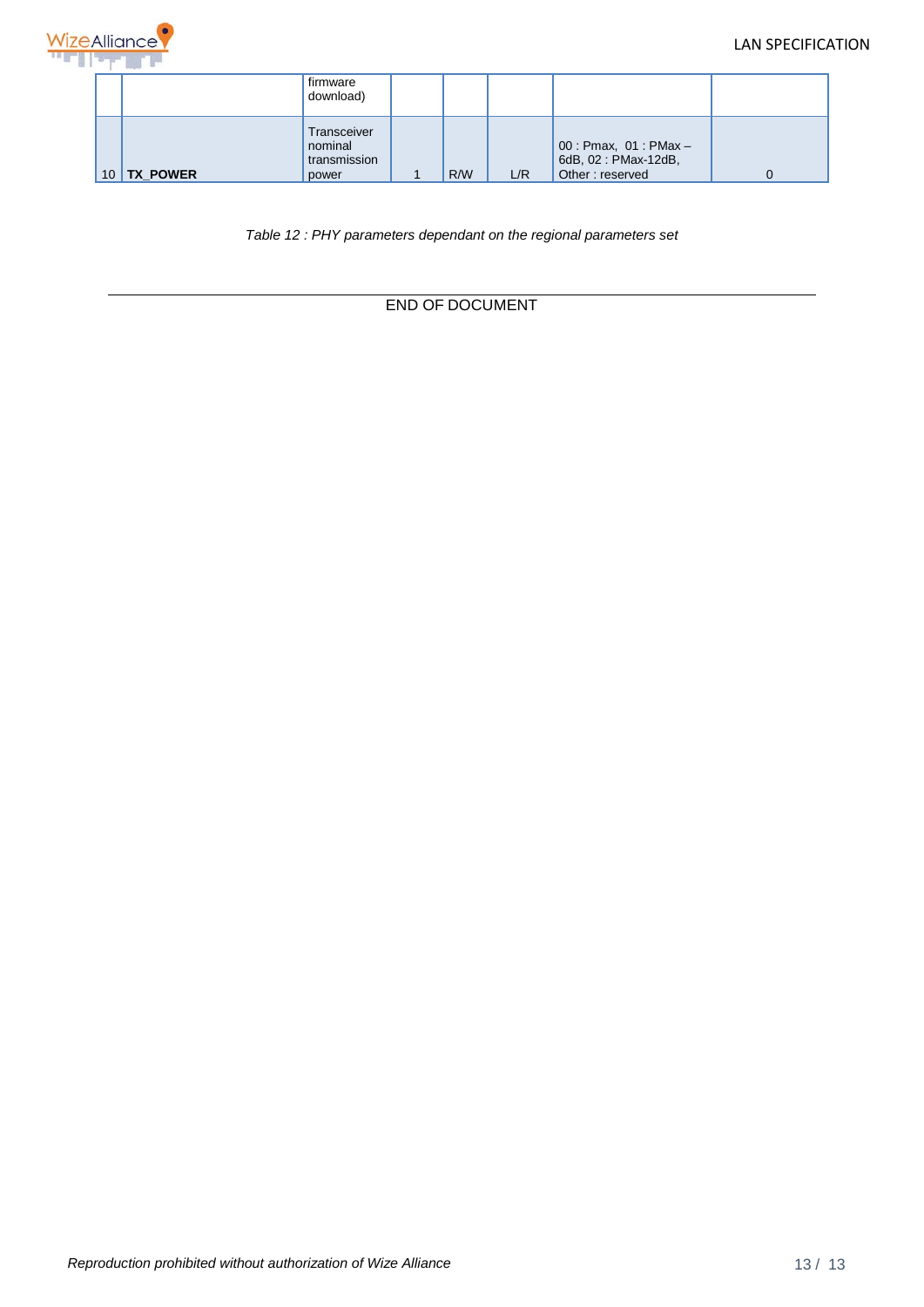| | | | | | | | |
|---|---|---|---|---|---|---|---|
| | | firmware download) | | | | | |
| 10 | **TX_POWER** | Transceiver nominal transmission power | 1 | R/W | L/R | 00 : Pmax, 01 : PMax – 6dB, 02 : PMax-12dB, Other : reserved | 0 |

*Table 12 : PHY parameters dependant on the regional parameters set*

---

END OF DOCUMENT